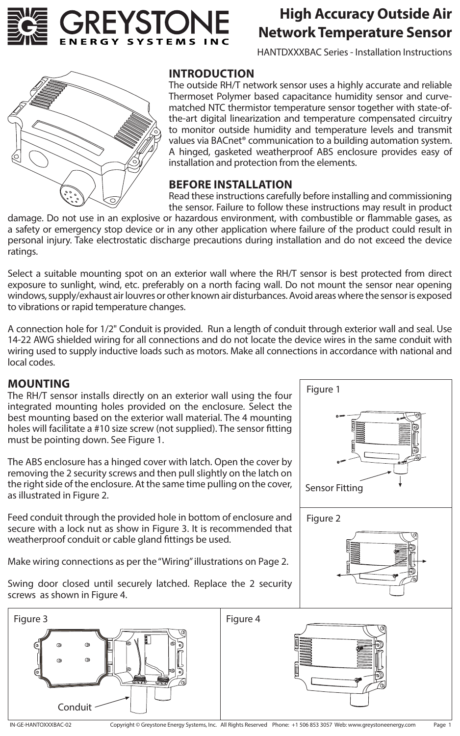# High Accuracy Outside Air Network Temperature Sensor

HANTDXXXBAC Series - Installation Instructions

## INTRODUCTION

The outside RH/T network sensor uses a highly accurate and reliable Thermoset Polymer based capacitance humidity sensor and curve-matched NTC thermistor temperature sensor together with state-of-the-art digital linearization and temperature compensated circuitry to monitor outside humidity and temperature levels and transmit values via BACnet® communication to a building automation system. A hinged, gasketed weatherproof ABS enclosure provides easy of installation and protection from the elements.

## BEFORE INSTALLATION

Read these instructions carefully before installing and commissioning the sensor. Failure to follow these instructions may result in product damage. Do not use in an explosive or hazardous environment, with combustible or flammable gases, as a safety or emergency stop device or in any other application where failure of the product could result in personal injury. Take electrostatic discharge precautions during installation and do not exceed the device ratings.

Select a suitable mounting spot on an exterior wall where the RH/T sensor is best protected from direct exposure to sunlight, wind, etc. preferably on a north facing wall. Do not mount the sensor near opening windows, supply/exhaust air louvres or other known air disturbances. Avoid areas where the sensor is exposed to vibrations or rapid temperature changes.

A connection hole for 1/2" Conduit is provided. Run a length of conduit through exterior wall and seal. Use 14-22 AWG shielded wiring for all connections and do not locate the device wires in the same conduit with wiring used to supply inductive loads such as motors. Make all connections in accordance with national and local codes.

## MOUNTING

The RH/T sensor installs directly on an exterior wall using the four integrated mounting holes provided on the enclosure. Select the best mounting based on the exterior wall material. The 4 mounting holes will facilitate a #10 size screw (not supplied). The sensor fitting must be pointing down. See Figure 1.

The ABS enclosure has a hinged cover with latch. Open the cover by removing the 2 security screws and then pull slightly on the latch on the right side of the enclosure. At the same time pulling on the cover, as illustrated in Figure 2.

Feed conduit through the provided hole in bottom of enclosure and secure with a lock nut as show in Figure 3. It is recommended that weatherproof conduit or cable gland fittings be used.

Make wiring connections as per the "Wiring" illustrations on Page 2.

Swing door closed until securely latched. Replace the 2 security screws as shown in Figure 4.

Figure 1

Sensor Fitting

Figure 2

Figure 3

Conduit

Figure 4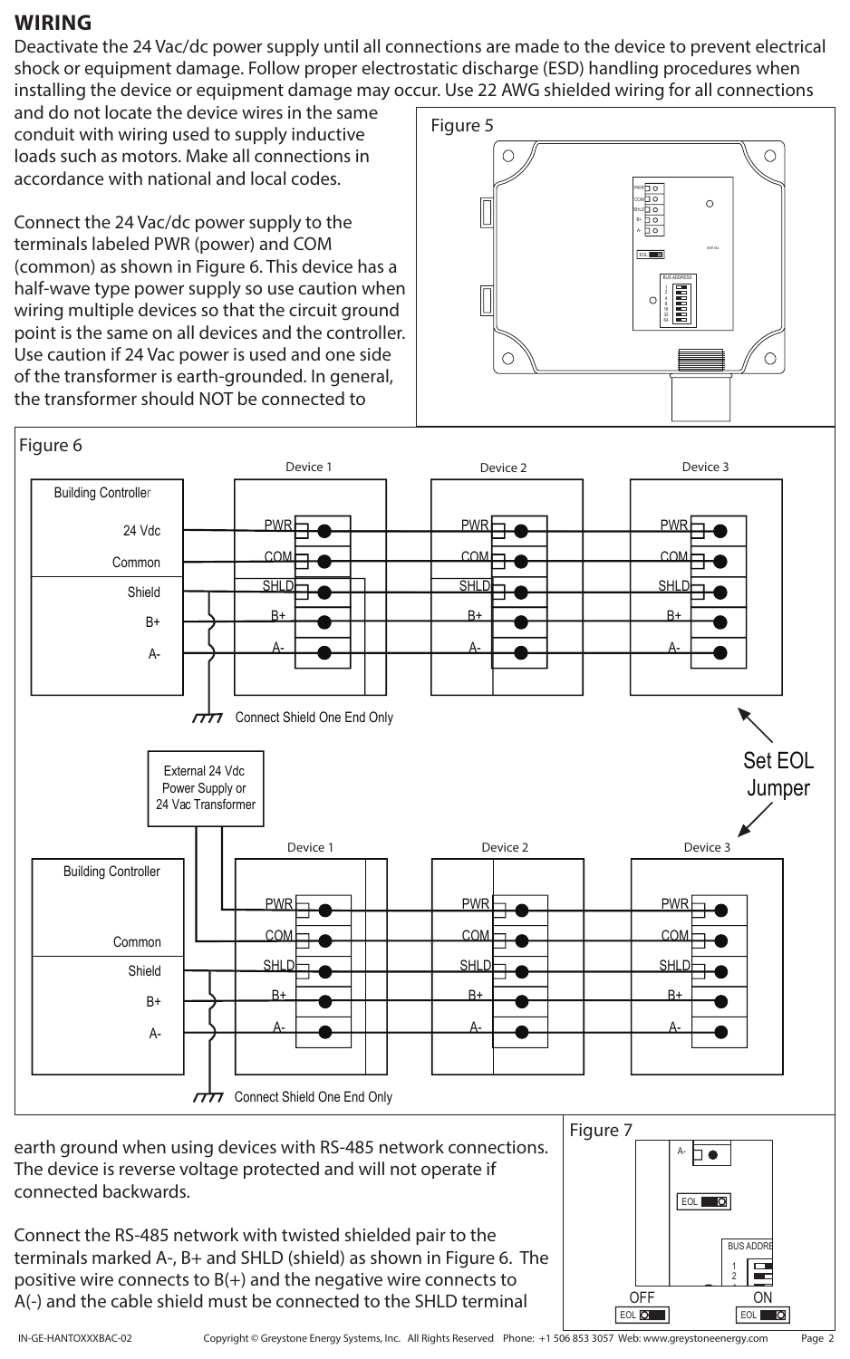## WIRING

Deactivate the 24 Vac/dc power supply until all connections are made to the device to prevent electrical shock or equipment damage. Follow proper electrostatic discharge (ESD) handling procedures when installing the device or equipment damage may occur. Use 22 AWG shielded wiring for all connections and do not locate the device wires in the same conduit with wiring used to supply inductive loads such as motors. Make all connections in accordance with national and local codes.

Connect the 24 Vac/dc power supply to the terminals labeled PWR (power) and COM (common) as shown in Figure 6. This device has a half-wave type power supply so use caution when wiring multiple devices so that the circuit ground point is the same on all devices and the controller. Use caution if 24 Vac power is used and one side of the transformer is earth-grounded. In general, the transformer should NOT be connected to earth ground when using devices with RS-485 network connections. The device is reverse voltage protected and will not operate if connected backwards.

Figure 5

Figure 6

Building Controller: 24 Vdc, Common, Shield, B+, A-

Device 1, Device 2, Device 3: PWR, COM, SHLD, B+, A-

Connect Shield One End Only

Set EOL Jumper

External 24 Vdc Power Supply or 24 Vac Transformer

Building Controller: Common, Shield, B+, A-

Device 1, Device 2, Device 3: PWR, COM, SHLD, B+, A-

Connect Shield One End Only

Figure 7

OFF ON

Connect the RS-485 network with twisted shielded pair to the terminals marked A-, B+ and SHLD (shield) as shown in Figure 6. The positive wire connects to B(+) and the negative wire connects to A(-) and the cable shield must be connected to the SHLD terminal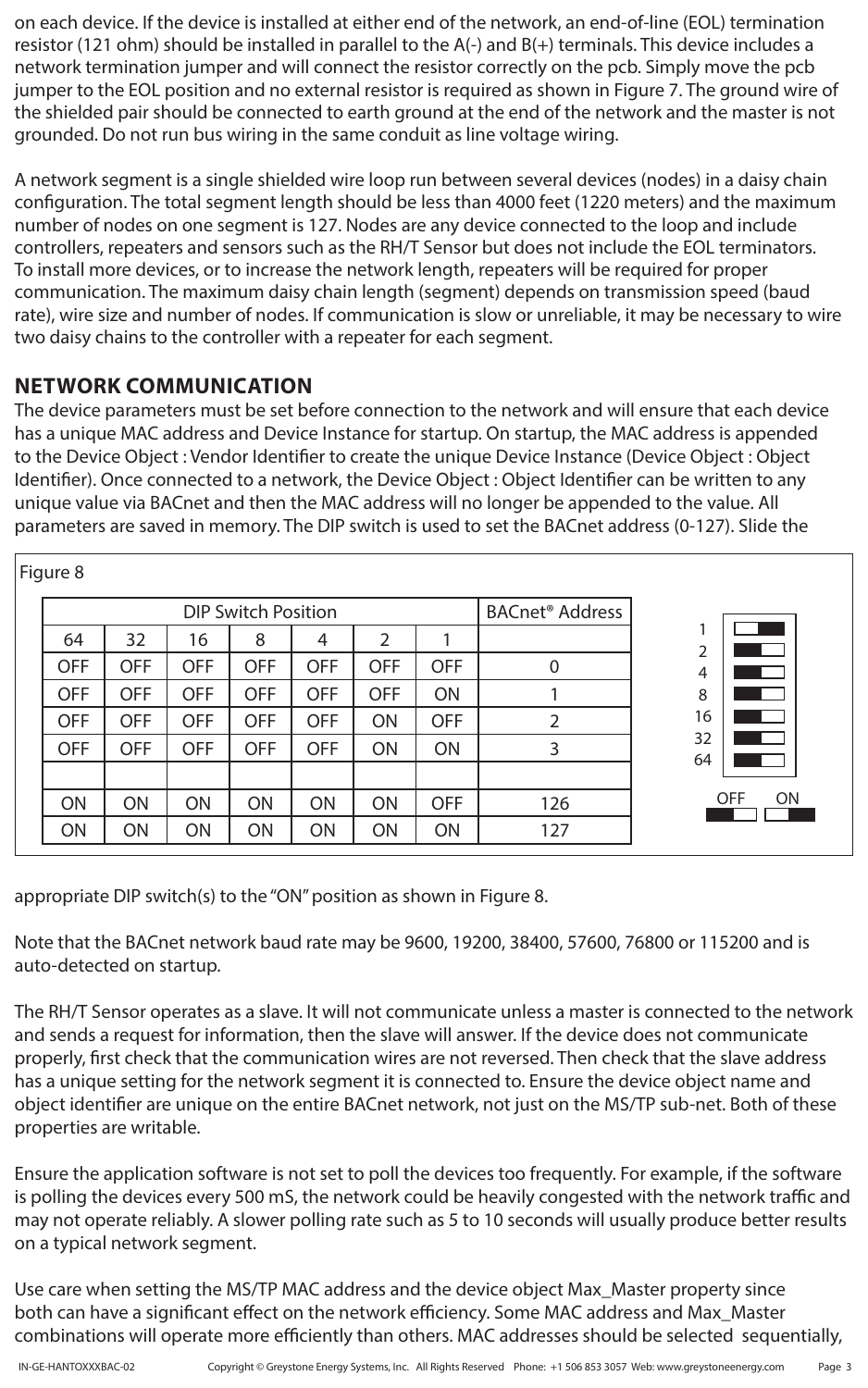on each device. If the device is installed at either end of the network, an end-of-line (EOL) termination resistor (121 ohm) should be installed in parallel to the A(-) and B(+) terminals. This device includes a network termination jumper and will connect the resistor correctly on the pcb. Simply move the pcb jumper to the EOL position and no external resistor is required as shown in Figure 7. The ground wire of the shielded pair should be connected to earth ground at the end of the network and the master is not grounded. Do not run bus wiring in the same conduit as line voltage wiring.

A network segment is a single shielded wire loop run between several devices (nodes) in a daisy chain configuration. The total segment length should be less than 4000 feet (1220 meters) and the maximum number of nodes on one segment is 127. Nodes are any device connected to the loop and include controllers, repeaters and sensors such as the RH/T Sensor but does not include the EOL terminators. To install more devices, or to increase the network length, repeaters will be required for proper communication. The maximum daisy chain length (segment) depends on transmission speed (baud rate), wire size and number of nodes. If communication is slow or unreliable, it may be necessary to wire two daisy chains to the controller with a repeater for each segment.

## NETWORK COMMUNICATION

The device parameters must be set before connection to the network and will ensure that each device has a unique MAC address and Device Instance for startup. On startup, the MAC address is appended to the Device Object : Vendor Identifier to create the unique Device Instance (Device Object : Object Identifier). Once connected to a network, the Device Object : Object Identifier can be written to any unique value via BACnet and then the MAC address will no longer be appended to the value. All parameters are saved in memory. The DIP switch is used to set the BACnet address (0-127). Slide the appropriate DIP switch(s) to the "ON" position as shown in Figure 8.

Figure 8

| DIP Switch Position | | | | | | | BACnet® Address |
|---|---|---|---|---|---|---|---|
| 64 | 32 | 16 | 8 | 4 | 2 | 1 | |
| OFF | OFF | OFF | OFF | OFF | OFF | OFF | 0 |
| OFF | OFF | OFF | OFF | OFF | OFF | ON | 1 |
| OFF | OFF | OFF | OFF | OFF | ON | OFF | 2 |
| OFF | OFF | OFF | OFF | OFF | ON | ON | 3 |
| | | | | | | | |
| ON | ON | ON | ON | ON | ON | OFF | 126 |
| ON | ON | ON | ON | ON | ON | ON | 127 |

Note that the BACnet network baud rate may be 9600, 19200, 38400, 57600, 76800 or 115200 and is auto-detected on startup.

The RH/T Sensor operates as a slave. It will not communicate unless a master is connected to the network and sends a request for information, then the slave will answer. If the device does not communicate properly, first check that the communication wires are not reversed. Then check that the slave address has a unique setting for the network segment it is connected to. Ensure the device object name and object identifier are unique on the entire BACnet network, not just on the MS/TP sub-net. Both of these properties are writable.

Ensure the application software is not set to poll the devices too frequently. For example, if the software is polling the devices every 500 mS, the network could be heavily congested with the network traffic and may not operate reliably. A slower polling rate such as 5 to 10 seconds will usually produce better results on a typical network segment.

Use care when setting the MS/TP MAC address and the device object Max_Master property since both can have a significant effect on the network efficiency. Some MAC address and Max_Master combinations will operate more efficiently than others. MAC addresses should be selected sequentially,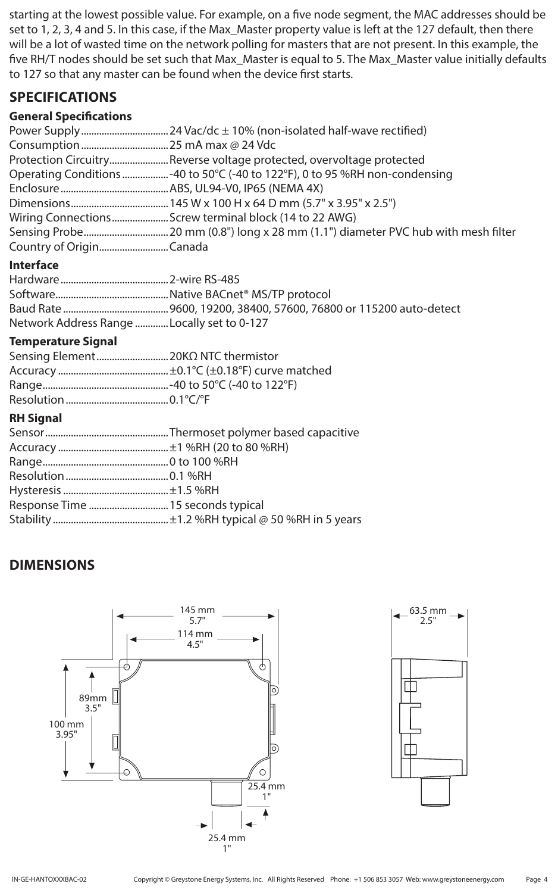starting at the lowest possible value. For example, on a five node segment, the MAC addresses should be set to 1, 2, 3, 4 and 5. In this case, if the Max_Master property value is left at the 127 default, then there will be a lot of wasted time on the network polling for masters that are not present. In this example, the five RH/T nodes should be set such that Max_Master is equal to 5. The Max_Master value initially defaults to 127 so that any master can be found when the device first starts.

## SPECIFICATIONS

### General Specifications

Power Supply .................................. 24 Vac/dc ± 10% (non-isolated half-wave rectified)
Consumption .................................. 25 mA max @ 24 Vdc
Protection Circuitry ...................... Reverse voltage protected, overvoltage protected
Operating Conditions .................. -40 to 50°C (-40 to 122°F), 0 to 95 %RH non-condensing
Enclosure ........................................ ABS, UL94-V0, IP65 (NEMA 4X)
Dimensions ..................................... 145 W x 100 H x 64 D mm (5.7" x 3.95" x 2.5")
Wiring Connections ..................... Screw terminal block (14 to 22 AWG)
Sensing Probe ................................ 20 mm (0.8") long x 28 mm (1.1") diameter PVC hub with mesh filter
Country of Origin .......................... Canada

### Interface

Hardware ......................................... 2-wire RS-485
Software ........................................... Native BACnet® MS/TP protocol
Baud Rate ........................................ 9600, 19200, 38400, 57600, 76800 or 115200 auto-detect
Network Address Range ............ Locally set to 0-127

### Temperature Signal

Sensing Element ........................... 20KΩ NTC thermistor
Accuracy .......................................... ±0.1°C (±0.18°F) curve matched
Range ................................................ -40 to 50°C (-40 to 122°F)
Resolution ....................................... 0.1°C/°F

### RH Signal

Sensor ............................................... Thermoset polymer based capacitive
Accuracy .......................................... ±1 %RH (20 to 80 %RH)
Range ................................................ 0 to 100 %RH
Resolution ....................................... 0.1 %RH
Hysteresis ........................................ ±1.5 %RH
Response Time .............................. 15 seconds typical
Stability ............................................ ±1.2 %RH typical @ 50 %RH in 5 years

## DIMENSIONS

145 mm 5.7"
114 mm 4.5"
89mm 3.5"
100 mm 3.95"
25.4 mm 1"
25.4 mm 1"
63.5 mm 2.5"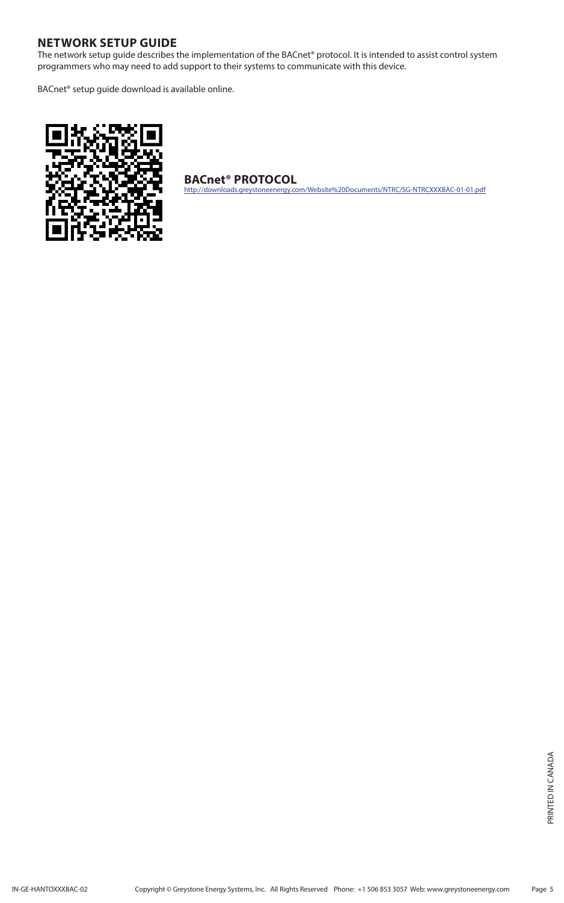## NETWORK SETUP GUIDE

The network setup guide describes the implementation of the BACnet® protocol. It is intended to assist control system programmers who may need to add support to their systems to communicate with this device.

BACnet® setup guide download is available online.

**BACnet® PROTOCOL**
http://downloads.greystoneenergy.com/Website%20Documents/NTRC/SG-NTRCXXXBAC-01-01.pdf

PRINTED IN CANADA